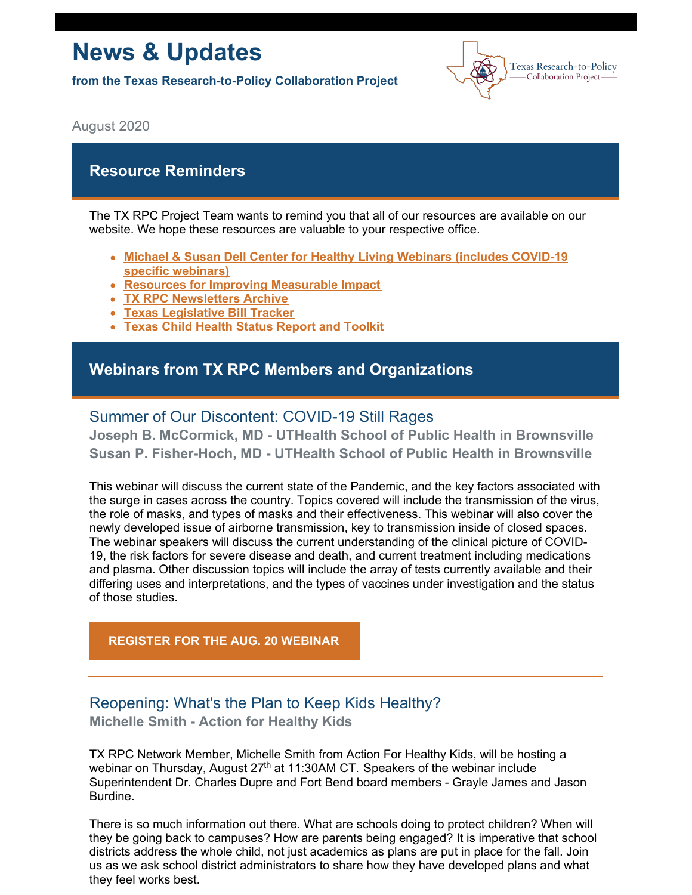# News & Updates

**from the Texas Research-to-Policy Collaboration Project**

Texas Research-to-Policy Collaboration Project

August 2020

## Resource Reminders

The TX RPC Project Team wants to remind you that all of our resources are available on our website. We hope these resources are valuable to your respective office.

- **Michael & Susan Dell Center for Healthy Living Webinars (includes COVID-19 specific webinars)**
- **Resources for Improving Measurable Impact**
- **TX RPC Newsletters Archive**
- **Texas Legislative Bill Tracker**
- **Texas Child Health Status Report and Toolkit**

## Webinars from TX RPC Members and Organizations

### Summer of Our Discontent: COVID-19 Still Rages

**Joseph B. McCormick, MD - UTHealth School of Public Health in Brownsville**
**Susan P. Fisher-Hoch, MD - UTHealth School of Public Health in Brownsville**

This webinar will discuss the current state of the Pandemic, and the key factors associated with the surge in cases across the country. Topics covered will include the transmission of the virus, the role of masks, and types of masks and their effectiveness. This webinar will also cover the newly developed issue of airborne transmission, key to transmission inside of closed spaces. The webinar speakers will discuss the current understanding of the clinical picture of COVID-19, the risk factors for severe disease and death, and current treatment including medications and plasma. Other discussion topics will include the array of tests currently available and their differing uses and interpretations, and the types of vaccines under investigation and the status of those studies.

**REGISTER FOR THE AUG. 20 WEBINAR**

---

### Reopening: What's the Plan to Keep Kids Healthy?

**Michelle Smith - Action for Healthy Kids**

TX RPC Network Member, Michelle Smith from Action For Healthy Kids, will be hosting a webinar on Thursday, August 27th at 11:30AM CT. Speakers of the webinar include Superintendent Dr. Charles Dupre and Fort Bend board members - Grayle James and Jason Burdine.

There is so much information out there. What are schools doing to protect children? When will they be going back to campuses? How are parents being engaged? It is imperative that school districts address the whole child, not just academics as plans are put in place for the fall. Join us as we ask school district administrators to share how they have developed plans and what they feel works best.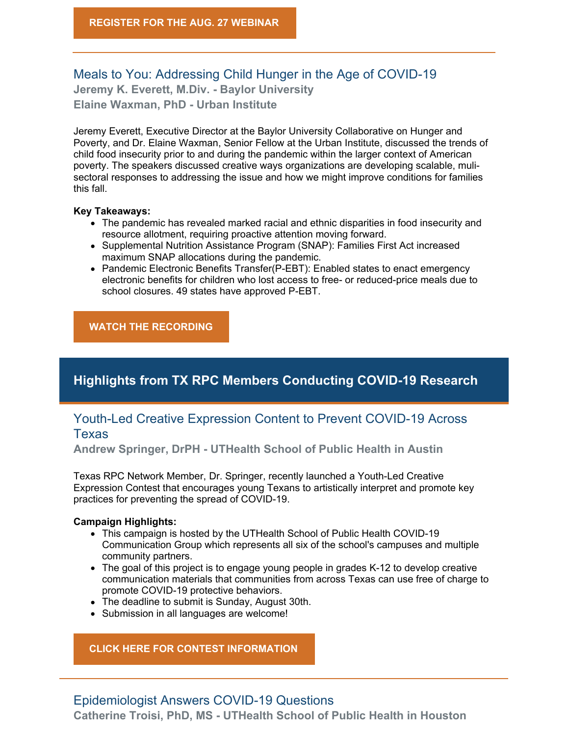**REGISTER FOR THE AUG. 27 WEBINAR**

---

## Meals to You: Addressing Child Hunger in the Age of COVID-19

**Jeremy K. Everett, M.Div. - Baylor University**

**Elaine Waxman, PhD - Urban Institute**

Jeremy Everett, Executive Director at the Baylor University Collaborative on Hunger and Poverty, and Dr. Elaine Waxman, Senior Fellow at the Urban Institute, discussed the trends of child food insecurity prior to and during the pandemic within the larger context of American poverty. The speakers discussed creative ways organizations are developing scalable, muli-sectoral responses to addressing the issue and how we might improve conditions for families this fall.

**Key Takeaways:**

- The pandemic has revealed marked racial and ethnic disparities in food insecurity and resource allotment, requiring proactive attention moving forward.
- Supplemental Nutrition Assistance Program (SNAP): Families First Act increased maximum SNAP allocations during the pandemic.
- Pandemic Electronic Benefits Transfer(P-EBT): Enabled states to enact emergency electronic benefits for children who lost access to free- or reduced-price meals due to school closures. 49 states have approved P-EBT.

**WATCH THE RECORDING**

# Highlights from TX RPC Members Conducting COVID-19 Research

## Youth-Led Creative Expression Content to Prevent COVID-19 Across Texas

**Andrew Springer, DrPH - UTHealth School of Public Health in Austin**

Texas RPC Network Member, Dr. Springer, recently launched a Youth-Led Creative Expression Contest that encourages young Texans to artistically interpret and promote key practices for preventing the spread of COVID-19.

**Campaign Highlights:**

- This campaign is hosted by the UTHealth School of Public Health COVID-19 Communication Group which represents all six of the school's campuses and multiple community partners.
- The goal of this project is to engage young people in grades K-12 to develop creative communication materials that communities from across Texas can use free of charge to promote COVID-19 protective behaviors.
- The deadline to submit is Sunday, August 30th.
- Submission in all languages are welcome!

**CLICK HERE FOR CONTEST INFORMATION**

---

## Epidemiologist Answers COVID-19 Questions

**Catherine Troisi, PhD, MS - UTHealth School of Public Health in Houston**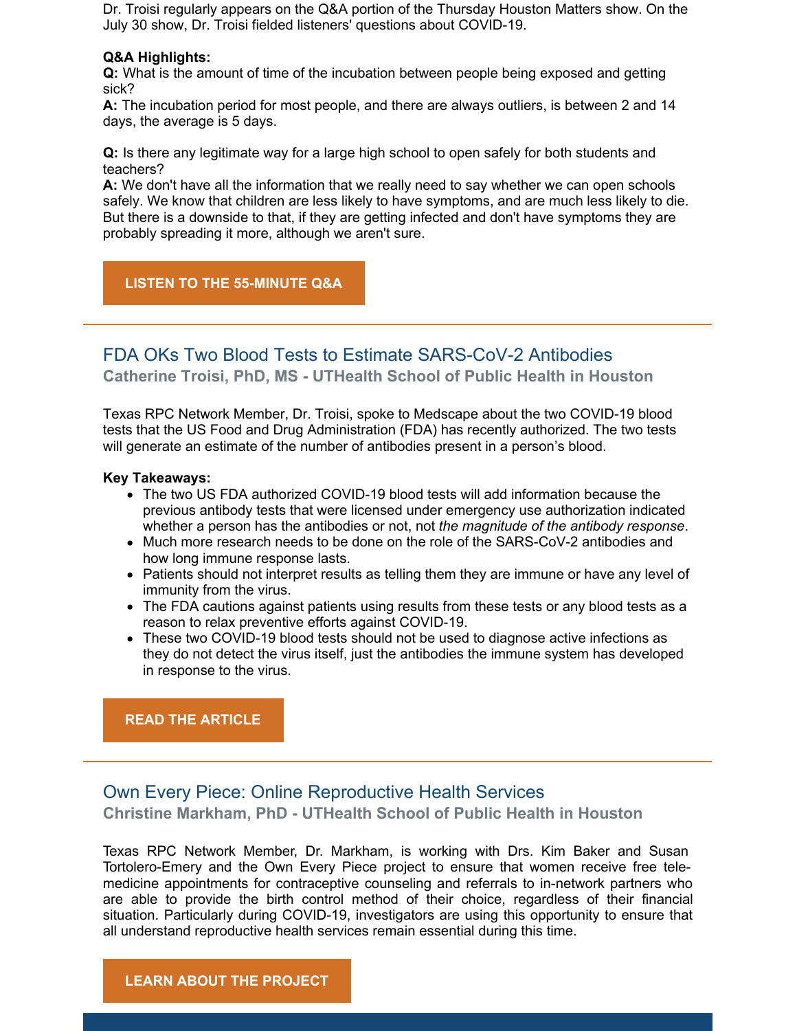Dr. Troisi regularly appears on the Q&A portion of the Thursday Houston Matters show. On the July 30 show, Dr. Troisi fielded listeners' questions about COVID-19.

**Q&A Highlights:**

**Q:** What is the amount of time of the incubation between people being exposed and getting sick?

**A:** The incubation period for most people, and there are always outliers, is between 2 and 14 days, the average is 5 days.

**Q:** Is there any legitimate way for a large high school to open safely for both students and teachers?

**A:** We don't have all the information that we really need to say whether we can open schools safely. We know that children are less likely to have symptoms, and are much less likely to die. But there is a downside to that, if they are getting infected and don't have symptoms they are probably spreading it more, although we aren't sure.

**LISTEN TO THE 55-MINUTE Q&A**

---

## FDA OKs Two Blood Tests to Estimate SARS-CoV-2 Antibodies

**Catherine Troisi, PhD, MS - UTHealth School of Public Health in Houston**

Texas RPC Network Member, Dr. Troisi, spoke to Medscape about the two COVID-19 blood tests that the US Food and Drug Administration (FDA) has recently authorized. The two tests will generate an estimate of the number of antibodies present in a person's blood.

**Key Takeaways:**

- The two US FDA authorized COVID-19 blood tests will add information because the previous antibody tests that were licensed under emergency use authorization indicated whether a person has the antibodies or not, not *the magnitude of the antibody response*.
- Much more research needs to be done on the role of the SARS-CoV-2 antibodies and how long immune response lasts.
- Patients should not interpret results as telling them they are immune or have any level of immunity from the virus.
- The FDA cautions against patients using results from these tests or any blood tests as a reason to relax preventive efforts against COVID-19.
- These two COVID-19 blood tests should not be used to diagnose active infections as they do not detect the virus itself, just the antibodies the immune system has developed in response to the virus.

**READ THE ARTICLE**

---

## Own Every Piece: Online Reproductive Health Services

**Christine Markham, PhD - UTHealth School of Public Health in Houston**

Texas RPC Network Member, Dr. Markham, is working with Drs. Kim Baker and Susan Tortolero-Emery and the Own Every Piece project to ensure that women receive free tele-medicine appointments for contraceptive counseling and referrals to in-network partners who are able to provide the birth control method of their choice, regardless of their financial situation. Particularly during COVID-19, investigators are using this opportunity to ensure that all understand reproductive health services remain essential during this time.

**LEARN ABOUT THE PROJECT**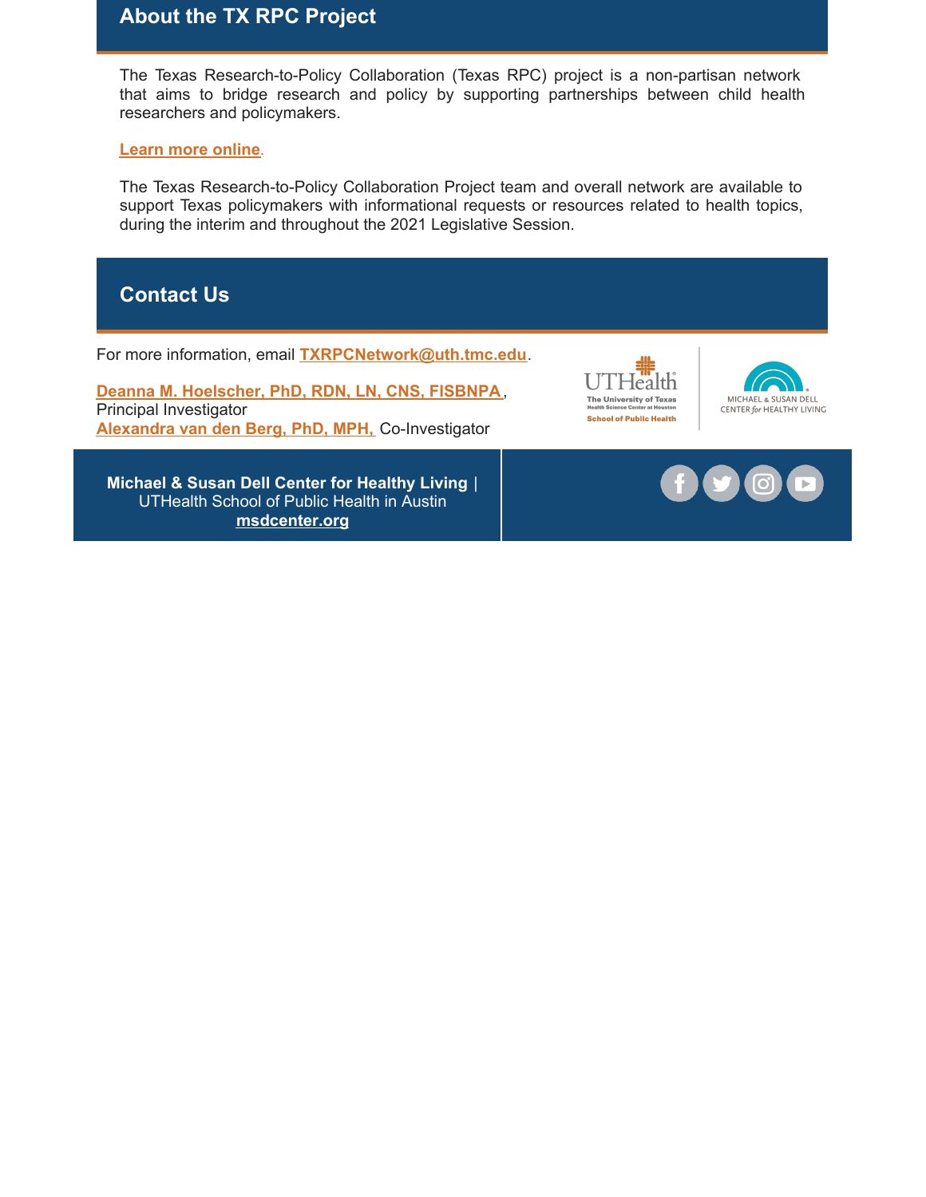## About the TX RPC Project

The Texas Research-to-Policy Collaboration (Texas RPC) project is a non-partisan network that aims to bridge research and policy by supporting partnerships between child health researchers and policymakers.

**Learn more online**.

The Texas Research-to-Policy Collaboration Project team and overall network are available to support Texas policymakers with informational requests or resources related to health topics, during the interim and throughout the 2021 Legislative Session.

## Contact Us

For more information, email **TXRPCNetwork@uth.tmc.edu**.

**Deanna M. Hoelscher, PhD, RDN, LN, CNS, FISBNPA**, Principal Investigator
**Alexandra van den Berg, PhD, MPH,** Co-Investigator

UTHealth
The University of Texas Health Science Center at Houston
School of Public Health

MICHAEL & SUSAN DELL CENTER *for* HEALTHY LIVING

**Michael & Susan Dell Center for Healthy Living** | UTHealth School of Public Health in Austin
**msdcenter.org**